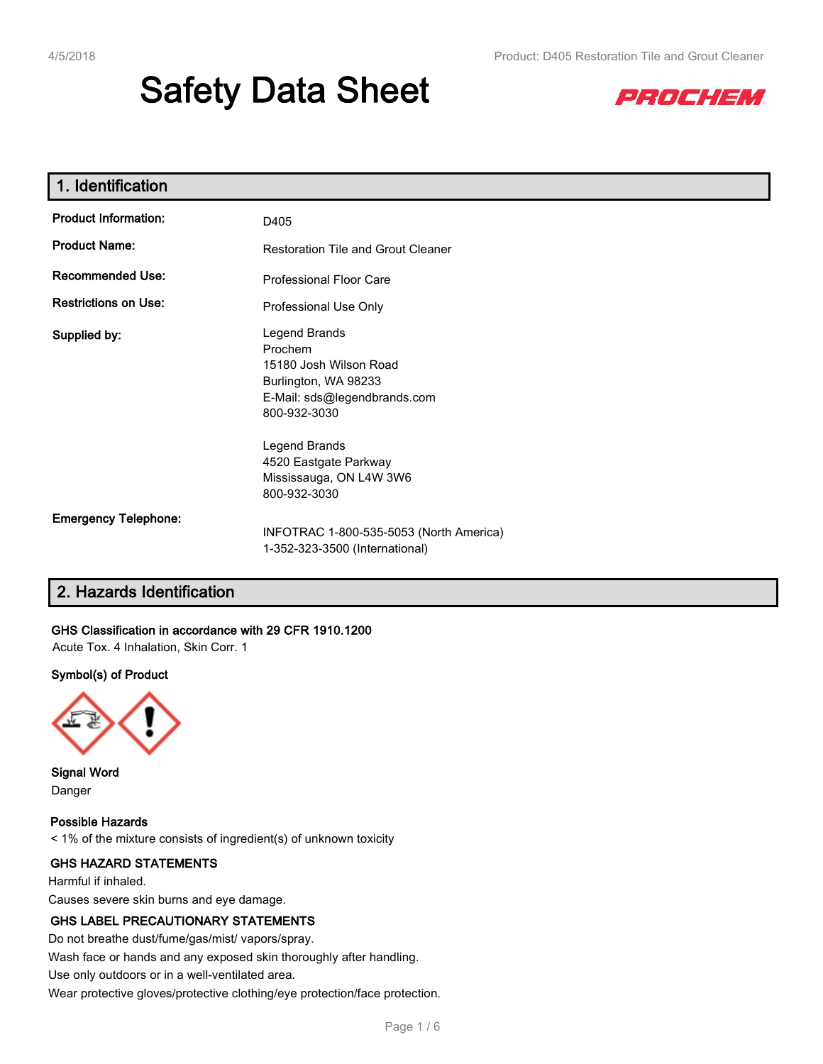# Safety Data Sheet

## 1. Identification

| | |
|---|---|
| **Product Information:** | D405 |
| **Product Name:** | Restoration Tile and Grout Cleaner |
| **Recommended Use:** | Professional Floor Care |
| **Restrictions on Use:** | Professional Use Only |
| **Supplied by:** | Legend Brands<br>Prochem<br>15180 Josh Wilson Road<br>Burlington, WA 98233<br>E-Mail: sds@legendbrands.com<br>800-932-3030<br><br>Legend Brands<br>4520 Eastgate Parkway<br>Mississauga, ON L4W 3W6<br>800-932-3030 |
| **Emergency Telephone:** | INFOTRAC 1-800-535-5053 (North America)<br>1-352-323-3500 (International) |

## 2. Hazards Identification

**GHS Classification in accordance with 29 CFR 1910.1200**

Acute Tox. 4 Inhalation, Skin Corr. 1

**Symbol(s) of Product**

**Signal Word**

Danger

**Possible Hazards**

< 1% of the mixture consists of ingredient(s) of unknown toxicity

**GHS HAZARD STATEMENTS**

Harmful if inhaled.

Causes severe skin burns and eye damage.

**GHS LABEL PRECAUTIONARY STATEMENTS**

Do not breathe dust/fume/gas/mist/ vapors/spray.

Wash face or hands and any exposed skin thoroughly after handling.

Use only outdoors or in a well-ventilated area.

Wear protective gloves/protective clothing/eye protection/face protection.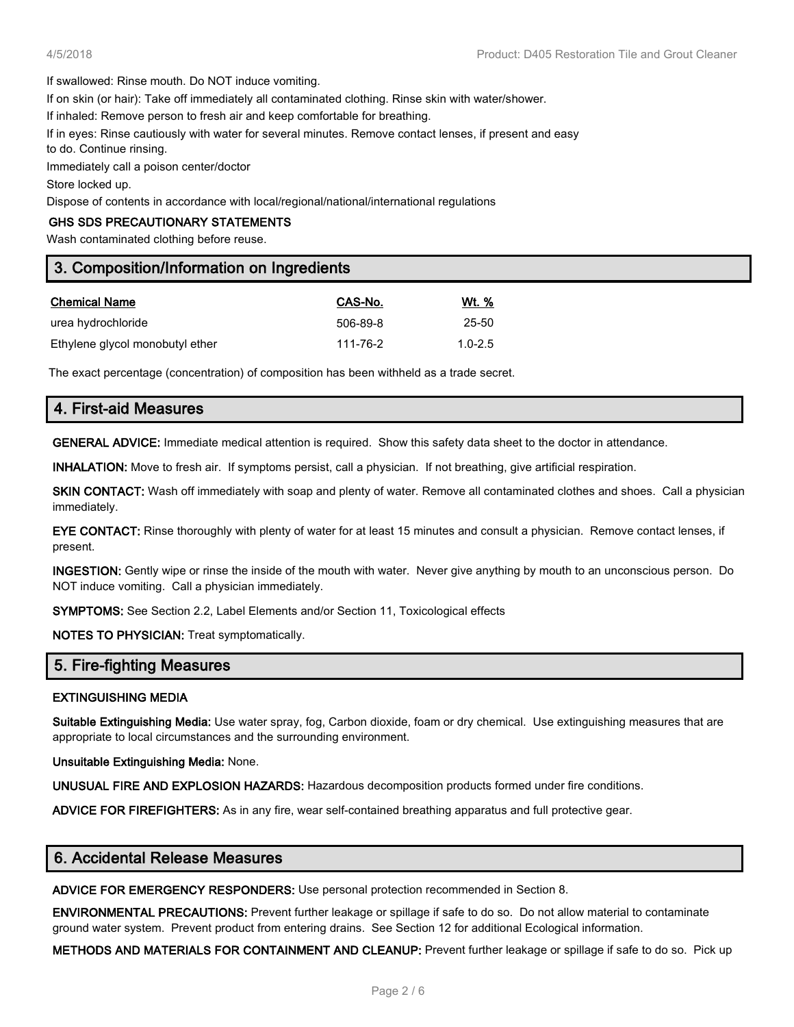If swallowed: Rinse mouth. Do NOT induce vomiting.

If on skin (or hair): Take off immediately all contaminated clothing. Rinse skin with water/shower.

If inhaled: Remove person to fresh air and keep comfortable for breathing.

If in eyes: Rinse cautiously with water for several minutes. Remove contact lenses, if present and easy to do. Continue rinsing.

Immediately call a poison center/doctor

Store locked up.

Dispose of contents in accordance with local/regional/national/international regulations

**GHS SDS PRECAUTIONARY STATEMENTS**

Wash contaminated clothing before reuse.

## 3. Composition/Information on Ingredients

| Chemical Name | CAS-No. | Wt. % |
|---|---|---|
| urea hydrochloride | 506-89-8 | 25-50 |
| Ethylene glycol monobutyl ether | 111-76-2 | 1.0-2.5 |

The exact percentage (concentration) of composition has been withheld as a trade secret.

## 4. First-aid Measures

**GENERAL ADVICE:** Immediate medical attention is required. Show this safety data sheet to the doctor in attendance.

**INHALATION:** Move to fresh air. If symptoms persist, call a physician. If not breathing, give artificial respiration.

**SKIN CONTACT:** Wash off immediately with soap and plenty of water. Remove all contaminated clothes and shoes. Call a physician immediately.

**EYE CONTACT:** Rinse thoroughly with plenty of water for at least 15 minutes and consult a physician. Remove contact lenses, if present.

**INGESTION:** Gently wipe or rinse the inside of the mouth with water. Never give anything by mouth to an unconscious person. Do NOT induce vomiting. Call a physician immediately.

**SYMPTOMS:** See Section 2.2, Label Elements and/or Section 11, Toxicological effects

**NOTES TO PHYSICIAN:** Treat symptomatically.

## 5. Fire-fighting Measures

**EXTINGUISHING MEDIA**

**Suitable Extinguishing Media:** Use water spray, fog, Carbon dioxide, foam or dry chemical. Use extinguishing measures that are appropriate to local circumstances and the surrounding environment.

**Unsuitable Extinguishing Media:** None.

**UNUSUAL FIRE AND EXPLOSION HAZARDS:** Hazardous decomposition products formed under fire conditions.

**ADVICE FOR FIREFIGHTERS:** As in any fire, wear self-contained breathing apparatus and full protective gear.

## 6. Accidental Release Measures

**ADVICE FOR EMERGENCY RESPONDERS:** Use personal protection recommended in Section 8.

**ENVIRONMENTAL PRECAUTIONS:** Prevent further leakage or spillage if safe to do so. Do not allow material to contaminate ground water system. Prevent product from entering drains. See Section 12 for additional Ecological information.

**METHODS AND MATERIALS FOR CONTAINMENT AND CLEANUP:** Prevent further leakage or spillage if safe to do so. Pick up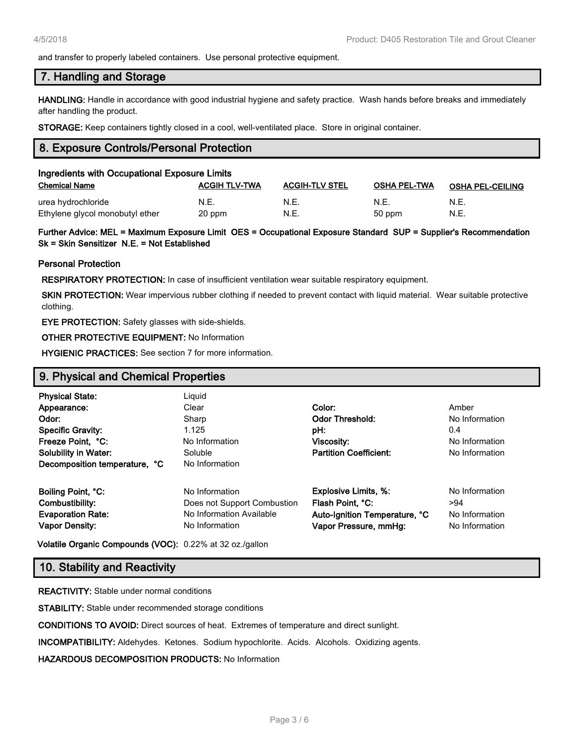and transfer to properly labeled containers. Use personal protective equipment.

## 7. Handling and Storage

**HANDLING:** Handle in accordance with good industrial hygiene and safety practice. Wash hands before breaks and immediately after handling the product.

**STORAGE:** Keep containers tightly closed in a cool, well-ventilated place. Store in original container.

## 8. Exposure Controls/Personal Protection

### Ingredients with Occupational Exposure Limits

| Chemical Name | ACGIH TLV-TWA | ACGIH-TLV STEL | OSHA PEL-TWA | OSHA PEL-CEILING |
|---|---|---|---|---|
| urea hydrochloride | N.E. | N.E. | N.E. | N.E. |
| Ethylene glycol monobutyl ether | 20 ppm | N.E. | 50 ppm | N.E. |

**Further Advice: MEL = Maximum Exposure Limit OES = Occupational Exposure Standard SUP = Supplier's Recommendation Sk = Skin Sensitizer N.E. = Not Established**

### Personal Protection

**RESPIRATORY PROTECTION:** In case of insufficient ventilation wear suitable respiratory equipment.

**SKIN PROTECTION:** Wear impervious rubber clothing if needed to prevent contact with liquid material. Wear suitable protective clothing.

**EYE PROTECTION:** Safety glasses with side-shields.

**OTHER PROTECTIVE EQUIPMENT:** No Information

**HYGIENIC PRACTICES:** See section 7 for more information.

## 9. Physical and Chemical Properties

| | | | |
|---|---|---|---|
| **Physical State:** | Liquid | | |
| **Appearance:** | Clear | **Color:** | Amber |
| **Odor:** | Sharp | **Odor Threshold:** | No Information |
| **Specific Gravity:** | 1.125 | **pH:** | 0.4 |
| **Freeze Point, °C:** | No Information | **Viscosity:** | No Information |
| **Solubility in Water:** | Soluble | **Partition Coefficient:** | No Information |
| **Decomposition temperature, °C** | No Information | | |
| **Boiling Point, °C:** | No Information | **Explosive Limits, %:** | No Information |
| **Combustibility:** | Does not Support Combustion | **Flash Point, °C:** | >94 |
| **Evaporation Rate:** | No Information Available | **Auto-Ignition Temperature, °C** | No Information |
| **Vapor Density:** | No Information | **Vapor Pressure, mmHg:** | No Information |

**Volatile Organic Compounds (VOC):** 0.22% at 32 oz./gallon

## 10. Stability and Reactivity

**REACTIVITY:** Stable under normal conditions

**STABILITY:** Stable under recommended storage conditions

**CONDITIONS TO AVOID:** Direct sources of heat. Extremes of temperature and direct sunlight.

**INCOMPATIBILITY:** Aldehydes. Ketones. Sodium hypochlorite. Acids. Alcohols. Oxidizing agents.

**HAZARDOUS DECOMPOSITION PRODUCTS:** No Information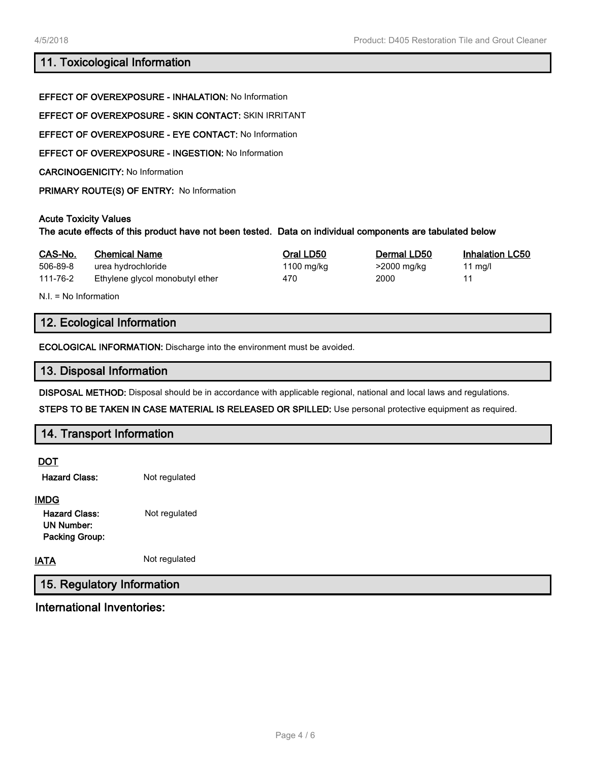## 11. Toxicological Information

**EFFECT OF OVEREXPOSURE - INHALATION:** No Information

**EFFECT OF OVEREXPOSURE - SKIN CONTACT:** SKIN IRRITANT

**EFFECT OF OVEREXPOSURE - EYE CONTACT:** No Information

**EFFECT OF OVEREXPOSURE - INGESTION:** No Information

**CARCINOGENICITY:** No Information

**PRIMARY ROUTE(S) OF ENTRY:** No Information

**Acute Toxicity Values**

**The acute effects of this product have not been tested. Data on individual components are tabulated below**

| CAS-No. | Chemical Name | Oral LD50 | Dermal LD50 | Inhalation LC50 |
|---|---|---|---|---|
| 506-89-8 | urea hydrochloride | 1100 mg/kg | >2000 mg/kg | 11 mg/l |
| 111-76-2 | Ethylene glycol monobutyl ether | 470 | 2000 | 11 |

N.I. = No Information

## 12. Ecological Information

**ECOLOGICAL INFORMATION:** Discharge into the environment must be avoided.

## 13. Disposal Information

**DISPOSAL METHOD:** Disposal should be in accordance with applicable regional, national and local laws and regulations.

**STEPS TO BE TAKEN IN CASE MATERIAL IS RELEASED OR SPILLED:** Use personal protective equipment as required.

## 14. Transport Information

**DOT**

**Hazard Class:** Not regulated

**IMDG**

**Hazard Class:** Not regulated
**UN Number:**
**Packing Group:**

**IATA** Not regulated

## 15. Regulatory Information

### International Inventories: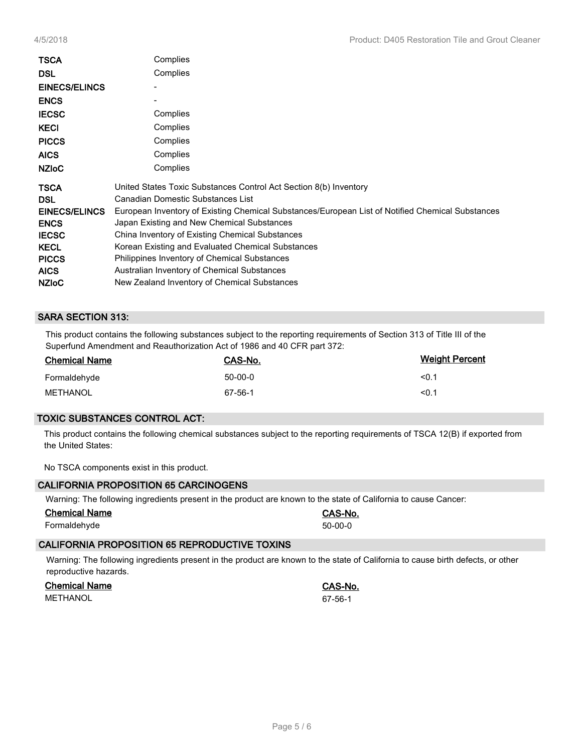| | |
|---|---|
| **TSCA** | Complies |
| **DSL** | Complies |
| **EINECS/ELINCS** | - |
| **ENCS** | - |
| **IECSC** | Complies |
| **KECI** | Complies |
| **PICCS** | Complies |
| **AICS** | Complies |
| **NZIoC** | Complies |

| | |
|---|---|
| **TSCA** | United States Toxic Substances Control Act Section 8(b) Inventory |
| **DSL** | Canadian Domestic Substances List |
| **EINECS/ELINCS** | European Inventory of Existing Chemical Substances/European List of Notified Chemical Substances |
| **ENCS** | Japan Existing and New Chemical Substances |
| **IECSC** | China Inventory of Existing Chemical Substances |
| **KECL** | Korean Existing and Evaluated Chemical Substances |
| **PICCS** | Philippines Inventory of Chemical Substances |
| **AICS** | Australian Inventory of Chemical Substances |
| **NZIoC** | New Zealand Inventory of Chemical Substances |

## SARA SECTION 313:

This product contains the following substances subject to the reporting requirements of Section 313 of Title III of the Superfund Amendment and Reauthorization Act of 1986 and 40 CFR part 372:

| Chemical Name | CAS-No. | Weight Percent |
|---|---|---|
| Formaldehyde | 50-00-0 | <0.1 |
| METHANOL | 67-56-1 | <0.1 |

## TOXIC SUBSTANCES CONTROL ACT:

This product contains the following chemical substances subject to the reporting requirements of TSCA 12(B) if exported from the United States:

No TSCA components exist in this product.

## CALIFORNIA PROPOSITION 65 CARCINOGENS

Warning: The following ingredients present in the product are known to the state of California to cause Cancer:

| Chemical Name | CAS-No. |
|---|---|
| Formaldehyde | 50-00-0 |

## CALIFORNIA PROPOSITION 65 REPRODUCTIVE TOXINS

Warning: The following ingredients present in the product are known to the state of California to cause birth defects, or other reproductive hazards.

| Chemical Name | CAS-No. |
|---|---|
| METHANOL | 67-56-1 |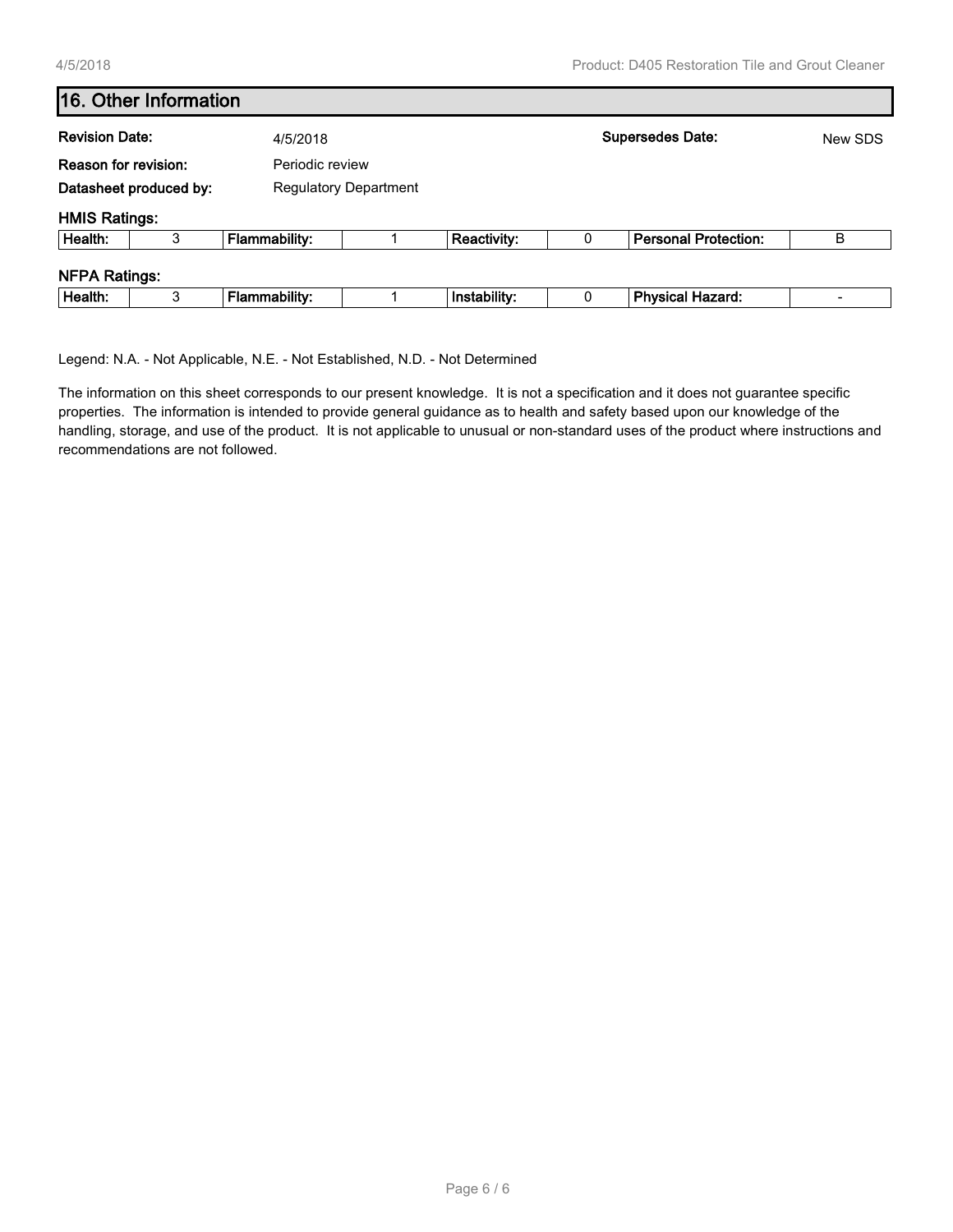## 16. Other Information

**Revision Date:** 4/5/2018 **Supersedes Date:** New SDS

**Reason for revision:** Periodic review

**Datasheet produced by:** Regulatory Department

**HMIS Ratings:**

| | | | | | | | |
|---|---|---|---|---|---|---|---|
| **Health:** | 3 | **Flammability:** | 1 | **Reactivity:** | 0 | **Personal Protection:** | B |

**NFPA Ratings:**

| | | | | | | | |
|---|---|---|---|---|---|---|---|
| **Health:** | 3 | **Flammability:** | 1 | **Instability:** | 0 | **Physical Hazard:** | - |

Legend: N.A. - Not Applicable, N.E. - Not Established, N.D. - Not Determined

The information on this sheet corresponds to our present knowledge. It is not a specification and it does not guarantee specific properties. The information is intended to provide general guidance as to health and safety based upon our knowledge of the handling, storage, and use of the product. It is not applicable to unusual or non-standard uses of the product where instructions and recommendations are not followed.